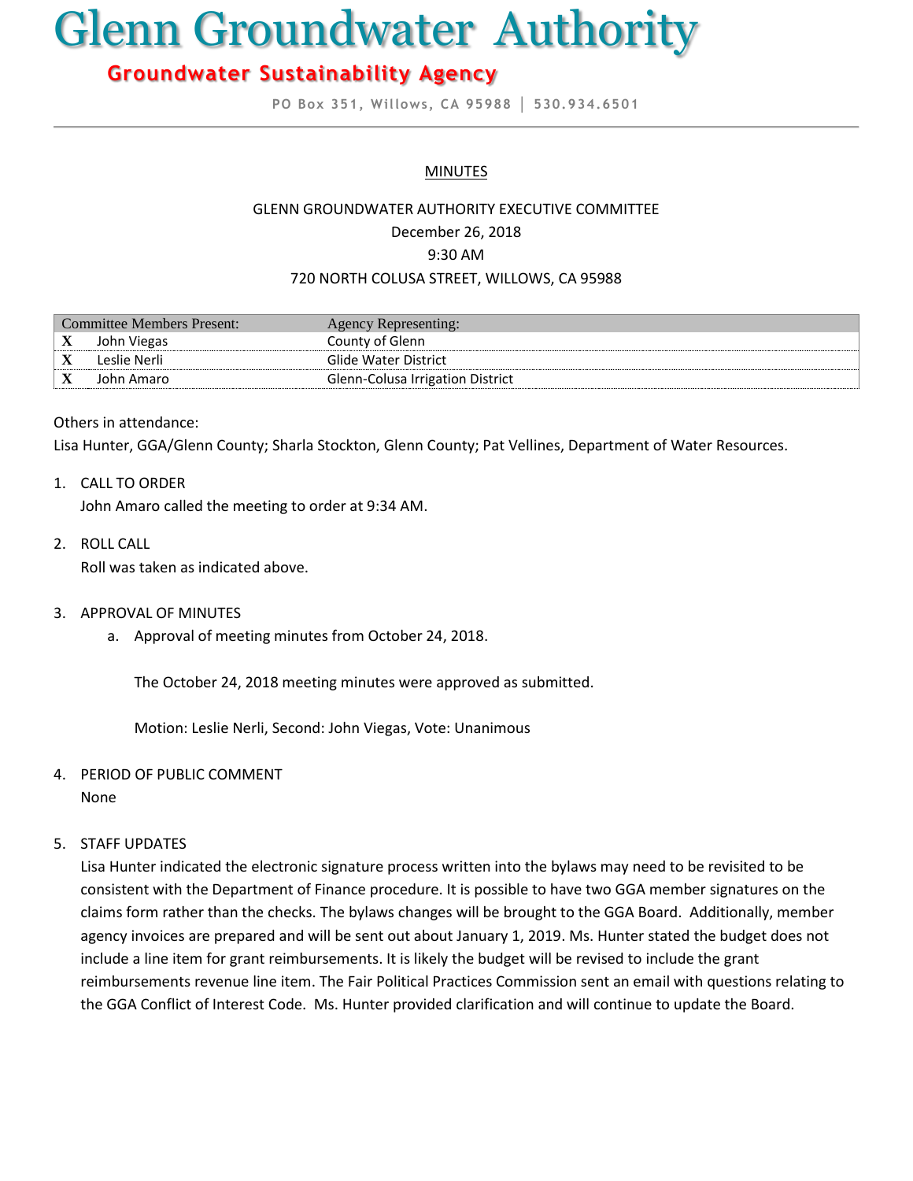# Glenn Groundwater Authority

## Groundwater Sustainability Agency

PO Box 351, Willows, CA 95988 | 530.934.6501

MINUTES

GLENN GROUNDWATER AUTHORITY EXECUTIVE COMMITTEE
December 26, 2018
9:30 AM
720 NORTH COLUSA STREET, WILLOWS, CA 95988

| Committee Members Present: | | Agency Representing: |
|---|---|---|
| X | John Viegas | County of Glenn |
| X | Leslie Nerli | Glide Water District |
| X | John Amaro | Glenn-Colusa Irrigation District |

Others in attendance:
Lisa Hunter, GGA/Glenn County; Sharla Stockton, Glenn County; Pat Vellines, Department of Water Resources.

1. CALL TO ORDER
   John Amaro called the meeting to order at 9:34 AM.

2. ROLL CALL
   Roll was taken as indicated above.

3. APPROVAL OF MINUTES
   a. Approval of meeting minutes from October 24, 2018.

      The October 24, 2018 meeting minutes were approved as submitted.

      Motion: Leslie Nerli, Second: John Viegas, Vote: Unanimous

4. PERIOD OF PUBLIC COMMENT
   None

5. STAFF UPDATES
   Lisa Hunter indicated the electronic signature process written into the bylaws may need to be revisited to be consistent with the Department of Finance procedure. It is possible to have two GGA member signatures on the claims form rather than the checks. The bylaws changes will be brought to the GGA Board. Additionally, member agency invoices are prepared and will be sent out about January 1, 2019. Ms. Hunter stated the budget does not include a line item for grant reimbursements. It is likely the budget will be revised to include the grant reimbursements revenue line item. The Fair Political Practices Commission sent an email with questions relating to the GGA Conflict of Interest Code. Ms. Hunter provided clarification and will continue to update the Board.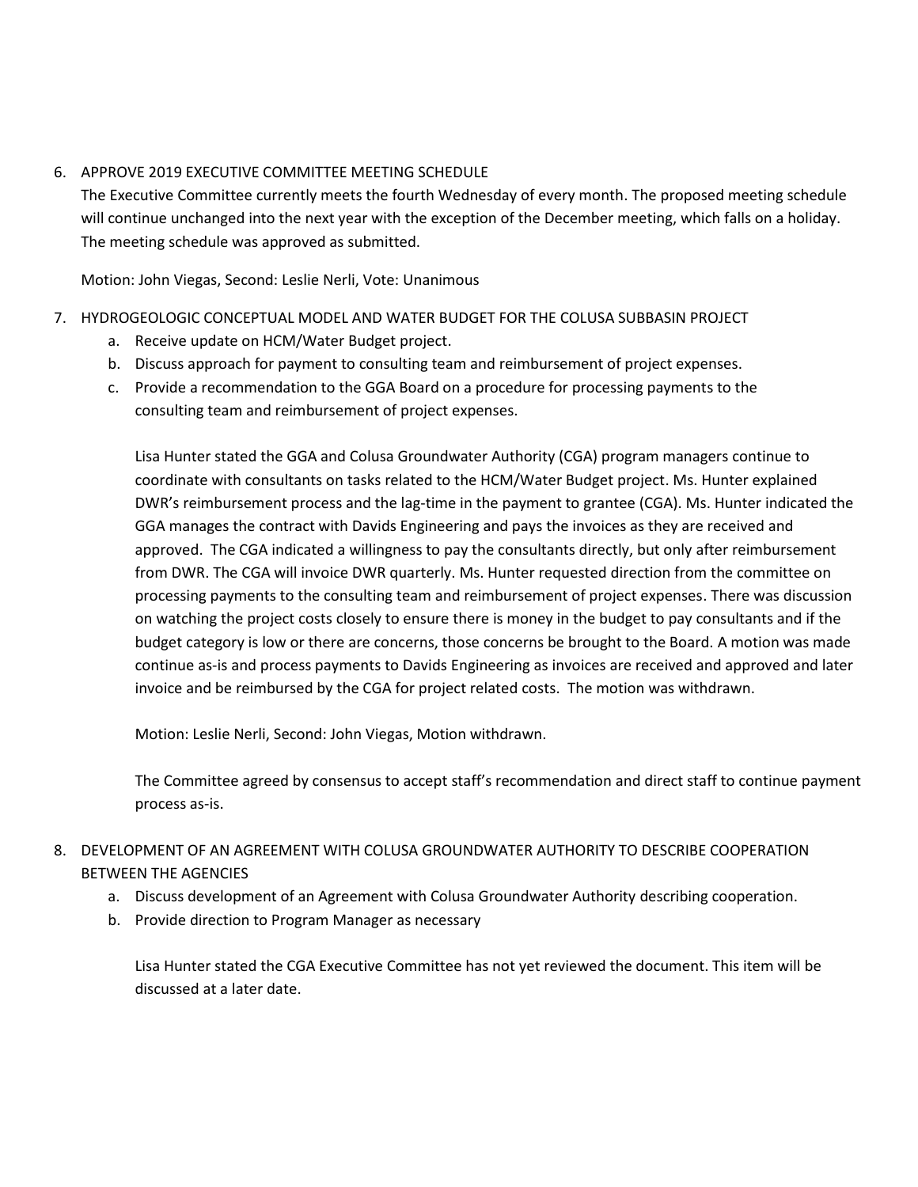6. APPROVE 2019 EXECUTIVE COMMITTEE MEETING SCHEDULE

   The Executive Committee currently meets the fourth Wednesday of every month. The proposed meeting schedule will continue unchanged into the next year with the exception of the December meeting, which falls on a holiday. The meeting schedule was approved as submitted.

   Motion: John Viegas, Second: Leslie Nerli, Vote: Unanimous

7. HYDROGEOLOGIC CONCEPTUAL MODEL AND WATER BUDGET FOR THE COLUSA SUBBASIN PROJECT
   a. Receive update on HCM/Water Budget project.
   b. Discuss approach for payment to consulting team and reimbursement of project expenses.
   c. Provide a recommendation to the GGA Board on a procedure for processing payments to the consulting team and reimbursement of project expenses.

   Lisa Hunter stated the GGA and Colusa Groundwater Authority (CGA) program managers continue to coordinate with consultants on tasks related to the HCM/Water Budget project. Ms. Hunter explained DWR's reimbursement process and the lag-time in the payment to grantee (CGA). Ms. Hunter indicated the GGA manages the contract with Davids Engineering and pays the invoices as they are received and approved. The CGA indicated a willingness to pay the consultants directly, but only after reimbursement from DWR. The CGA will invoice DWR quarterly. Ms. Hunter requested direction from the committee on processing payments to the consulting team and reimbursement of project expenses. There was discussion on watching the project costs closely to ensure there is money in the budget to pay consultants and if the budget category is low or there are concerns, those concerns be brought to the Board. A motion was made continue as-is and process payments to Davids Engineering as invoices are received and approved and later invoice and be reimbursed by the CGA for project related costs. The motion was withdrawn.

   Motion: Leslie Nerli, Second: John Viegas, Motion withdrawn.

   The Committee agreed by consensus to accept staff's recommendation and direct staff to continue payment process as-is.

8. DEVELOPMENT OF AN AGREEMENT WITH COLUSA GROUNDWATER AUTHORITY TO DESCRIBE COOPERATION BETWEEN THE AGENCIES
   a. Discuss development of an Agreement with Colusa Groundwater Authority describing cooperation.
   b. Provide direction to Program Manager as necessary

   Lisa Hunter stated the CGA Executive Committee has not yet reviewed the document. This item will be discussed at a later date.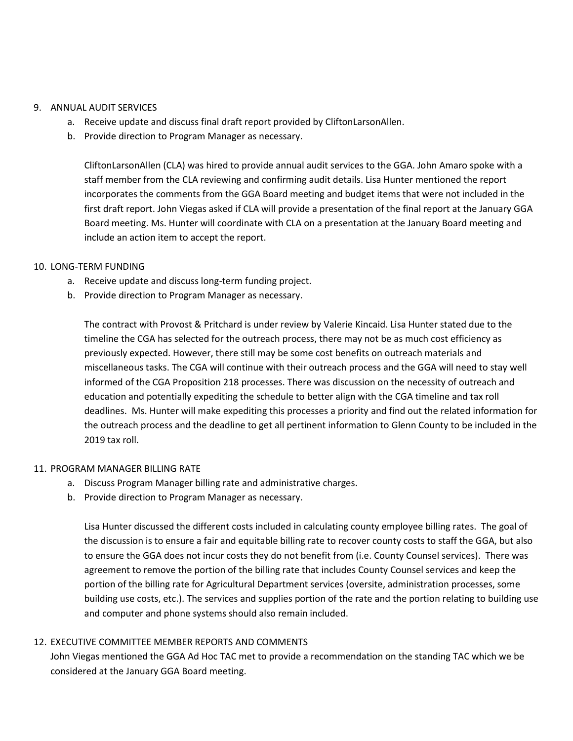9. ANNUAL AUDIT SERVICES
   a. Receive update and discuss final draft report provided by CliftonLarsonAllen.
   b. Provide direction to Program Manager as necessary.

   CliftonLarsonAllen (CLA) was hired to provide annual audit services to the GGA. John Amaro spoke with a staff member from the CLA reviewing and confirming audit details. Lisa Hunter mentioned the report incorporates the comments from the GGA Board meeting and budget items that were not included in the first draft report. John Viegas asked if CLA will provide a presentation of the final report at the January GGA Board meeting. Ms. Hunter will coordinate with CLA on a presentation at the January Board meeting and include an action item to accept the report.

10. LONG-TERM FUNDING
    a. Receive update and discuss long-term funding project.
    b. Provide direction to Program Manager as necessary.

    The contract with Provost & Pritchard is under review by Valerie Kincaid. Lisa Hunter stated due to the timeline the CGA has selected for the outreach process, there may not be as much cost efficiency as previously expected. However, there still may be some cost benefits on outreach materials and miscellaneous tasks. The CGA will continue with their outreach process and the GGA will need to stay well informed of the CGA Proposition 218 processes. There was discussion on the necessity of outreach and education and potentially expediting the schedule to better align with the CGA timeline and tax roll deadlines. Ms. Hunter will make expediting this processes a priority and find out the related information for the outreach process and the deadline to get all pertinent information to Glenn County to be included in the 2019 tax roll.

11. PROGRAM MANAGER BILLING RATE
    a. Discuss Program Manager billing rate and administrative charges.
    b. Provide direction to Program Manager as necessary.

    Lisa Hunter discussed the different costs included in calculating county employee billing rates. The goal of the discussion is to ensure a fair and equitable billing rate to recover county costs to staff the GGA, but also to ensure the GGA does not incur costs they do not benefit from (i.e. County Counsel services). There was agreement to remove the portion of the billing rate that includes County Counsel services and keep the portion of the billing rate for Agricultural Department services (oversite, administration processes, some building use costs, etc.). The services and supplies portion of the rate and the portion relating to building use and computer and phone systems should also remain included.

12. EXECUTIVE COMMITTEE MEMBER REPORTS AND COMMENTS

    John Viegas mentioned the GGA Ad Hoc TAC met to provide a recommendation on the standing TAC which we be considered at the January GGA Board meeting.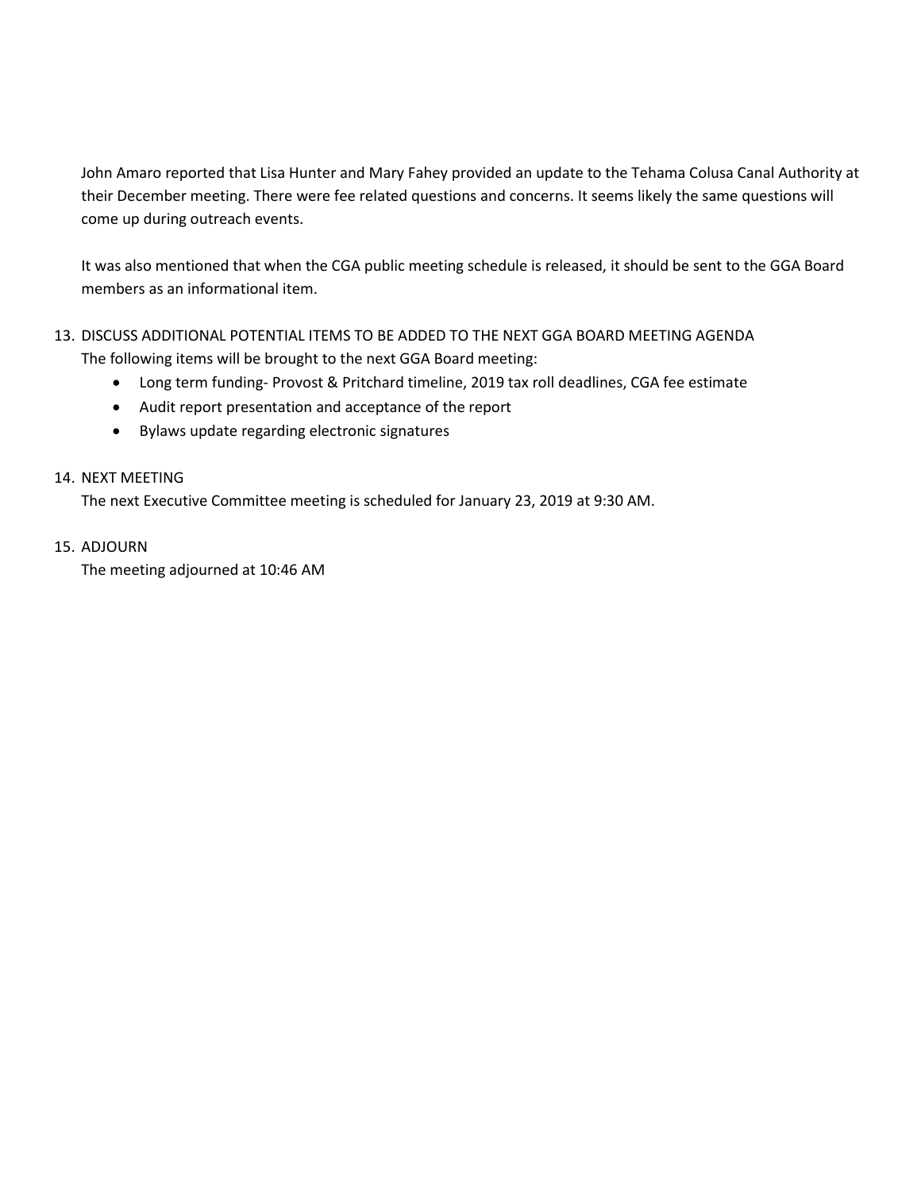John Amaro reported that Lisa Hunter and Mary Fahey provided an update to the Tehama Colusa Canal Authority at their December meeting. There were fee related questions and concerns. It seems likely the same questions will come up during outreach events.

It was also mentioned that when the CGA public meeting schedule is released, it should be sent to the GGA Board members as an informational item.

13. DISCUSS ADDITIONAL POTENTIAL ITEMS TO BE ADDED TO THE NEXT GGA BOARD MEETING AGENDA
    The following items will be brought to the next GGA Board meeting:
    - Long term funding- Provost & Pritchard timeline, 2019 tax roll deadlines, CGA fee estimate
    - Audit report presentation and acceptance of the report
    - Bylaws update regarding electronic signatures

14. NEXT MEETING
    The next Executive Committee meeting is scheduled for January 23, 2019 at 9:30 AM.

15. ADJOURN
    The meeting adjourned at 10:46 AM